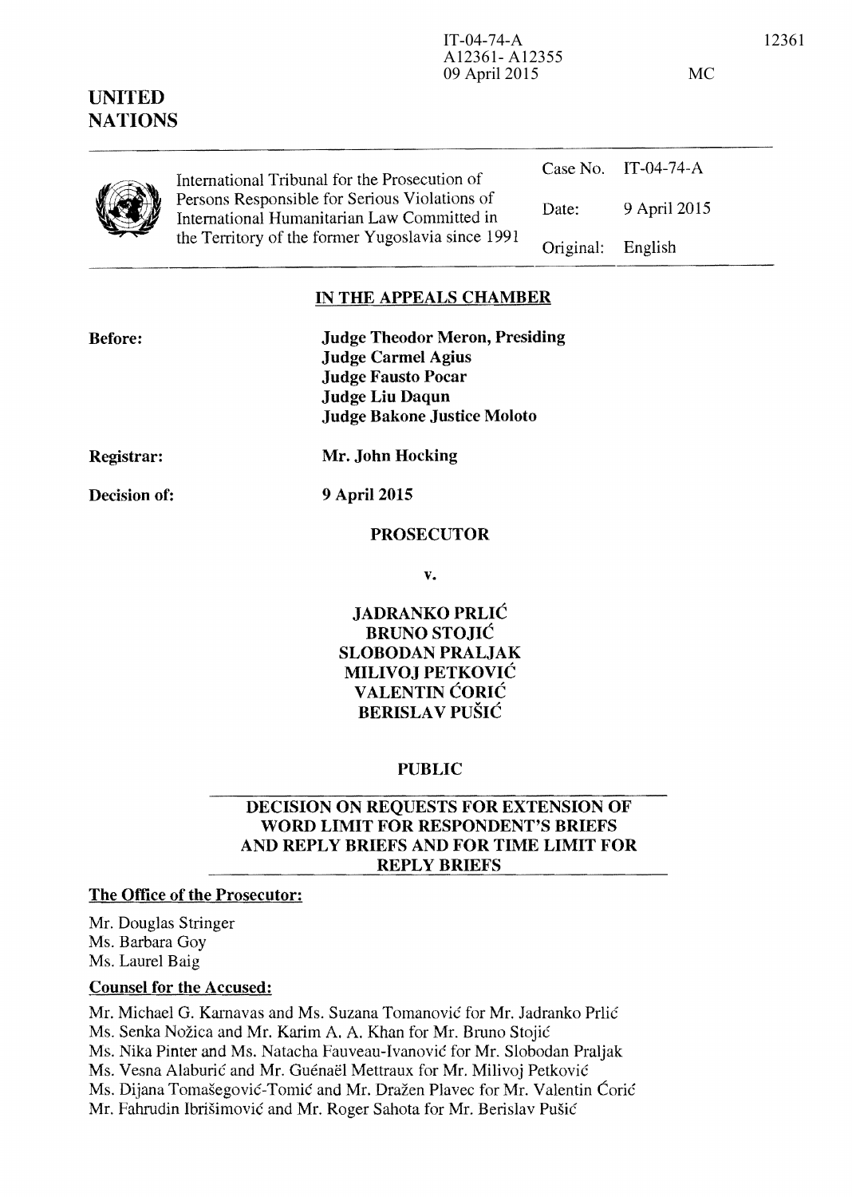IT-04-74-A
A12361- A12355
09 April 2015

MC

**UNITED NATIONS**

International Tribunal for the Prosecution of Persons Responsible for Serious Violations of International Humanitarian Law Committed in the Territory of the former Yugoslavia since 1991

| | |
|---|---|
| Case No. | IT-04-74-A |
| Date: | 9 April 2015 |
| Original: | English |

## IN THE APPEALS CHAMBER

**Before:**

**Judge Theodor Meron, Presiding**
**Judge Carmel Agius**
**Judge Fausto Pocar**
**Judge Liu Daqun**
**Judge Bakone Justice Moloto**

**Registrar:** **Mr. John Hocking**

**Decision of:** **9 April 2015**

**PROSECUTOR**

**v.**

**JADRANKO PRLIĆ**
**BRUNO STOJIĆ**
**SLOBODAN PRALJAK**
**MILIVOJ PETKOVIĆ**
**VALENTIN ĆORIĆ**
**BERISLAV PUŠIĆ**

**PUBLIC**

## DECISION ON REQUESTS FOR EXTENSION OF WORD LIMIT FOR RESPONDENT'S BRIEFS AND REPLY BRIEFS AND FOR TIME LIMIT FOR REPLY BRIEFS

**The Office of the Prosecutor:**

Mr. Douglas Stringer
Ms. Barbara Goy
Ms. Laurel Baig

**Counsel for the Accused:**

Mr. Michael G. Karnavas and Ms. Suzana Tomanović for Mr. Jadranko Prlić
Ms. Senka Nožica and Mr. Karim A. A. Khan for Mr. Bruno Stojić
Ms. Nika Pinter and Ms. Natacha Fauveau-Ivanović for Mr. Slobodan Praljak
Ms. Vesna Alaburić and Mr. Guénaël Mettraux for Mr. Milivoj Petković
Ms. Dijana Tomašegović-Tomić and Mr. Dražen Plavec for Mr. Valentin Ćorić
Mr. Fahrudin Ibrišimović and Mr. Roger Sahota for Mr. Berislav Pušić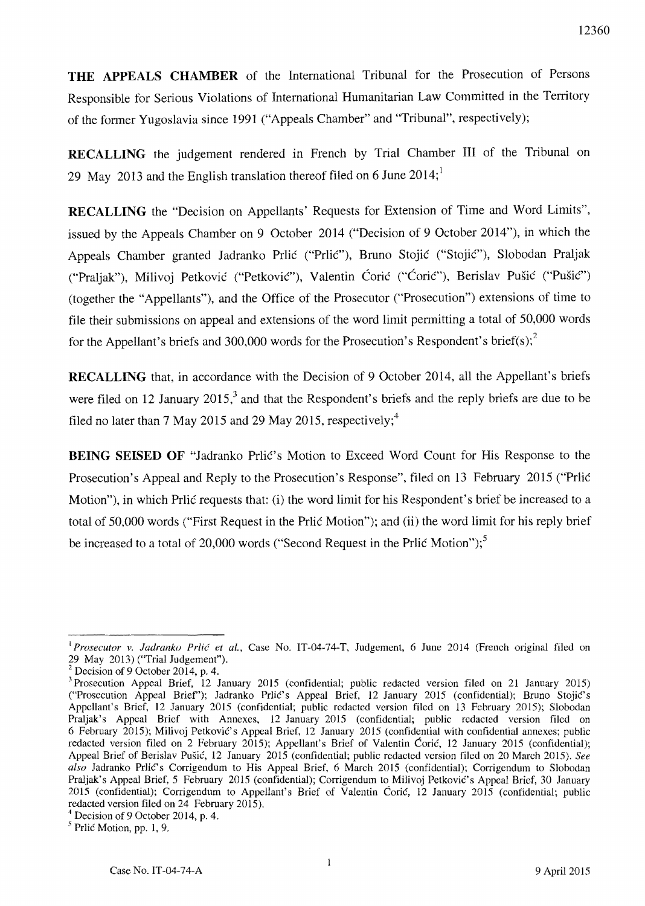**THE APPEALS CHAMBER** of the International Tribunal for the Prosecution of Persons Responsible for Serious Violations of International Humanitarian Law Committed in the Territory of the former Yugoslavia since 1991 ("Appeals Chamber" and "Tribunal", respectively);

**RECALLING** the judgement rendered in French by Trial Chamber III of the Tribunal on 29 May 2013 and the English translation thereof filed on 6 June 2014;[1]

**RECALLING** the "Decision on Appellants' Requests for Extension of Time and Word Limits", issued by the Appeals Chamber on 9 October 2014 ("Decision of 9 October 2014"), in which the Appeals Chamber granted Jadranko Prlić ("Prlić"), Bruno Stojić ("Stojić"), Slobodan Praljak ("Praljak"), Milivoj Petković ("Petković"), Valentin Ćorić ("Ćorić"), Berislav Pušić ("Pušić") (together the "Appellants"), and the Office of the Prosecutor ("Prosecution") extensions of time to file their submissions on appeal and extensions of the word limit permitting a total of 50,000 words for the Appellant's briefs and 300,000 words for the Prosecution's Respondent's brief(s);[2]

**RECALLING** that, in accordance with the Decision of 9 October 2014, all the Appellant's briefs were filed on 12 January 2015,[3] and that the Respondent's briefs and the reply briefs are due to be filed no later than 7 May 2015 and 29 May 2015, respectively;[4]

**BEING SEISED OF** "Jadranko Prlić's Motion to Exceed Word Count for His Response to the Prosecution's Appeal and Reply to the Prosecution's Response", filed on 13 February 2015 ("Prlić Motion"), in which Prlić requests that: (i) the word limit for his Respondent's brief be increased to a total of 50,000 words ("First Request in the Prlić Motion"); and (ii) the word limit for his reply brief be increased to a total of 20,000 words ("Second Request in the Prlić Motion");[5]

---

[1] *Prosecutor v. Jadranko Prlić et al.*, Case No. IT-04-74-T, Judgement, 6 June 2014 (French original filed on 29 May 2013) ("Trial Judgement").

[2] Decision of 9 October 2014, p. 4.

[3] Prosecution Appeal Brief, 12 January 2015 (confidential; public redacted version filed on 21 January 2015) ("Prosecution Appeal Brief"); Jadranko Prlić's Appeal Brief, 12 January 2015 (confidential); Bruno Stojić's Appellant's Brief, 12 January 2015 (confidential; public redacted version filed on 13 February 2015); Slobodan Praljak's Appeal Brief with Annexes, 12 January 2015 (confidential; public redacted version filed on 6 February 2015); Milivoj Petković's Appeal Brief, 12 January 2015 (confidential with confidential annexes; public redacted version filed on 2 February 2015); Appellant's Brief of Valentin Ćorić, 12 January 2015 (confidential); Appeal Brief of Berislav Pušić, 12 January 2015 (confidential; public redacted version filed on 20 March 2015). *See also* Jadranko Prlić's Corrigendum to His Appeal Brief, 6 March 2015 (confidential); Corrigendum to Slobodan Praljak's Appeal Brief, 5 February 2015 (confidential); Corrigendum to Milivoj Petković's Appeal Brief, 30 January 2015 (confidential); Corrigendum to Appellant's Brief of Valentin Ćorić, 12 January 2015 (confidential; public redacted version filed on 24 February 2015).

[4] Decision of 9 October 2014, p. 4.

[5] Prlić Motion, pp. 1, 9.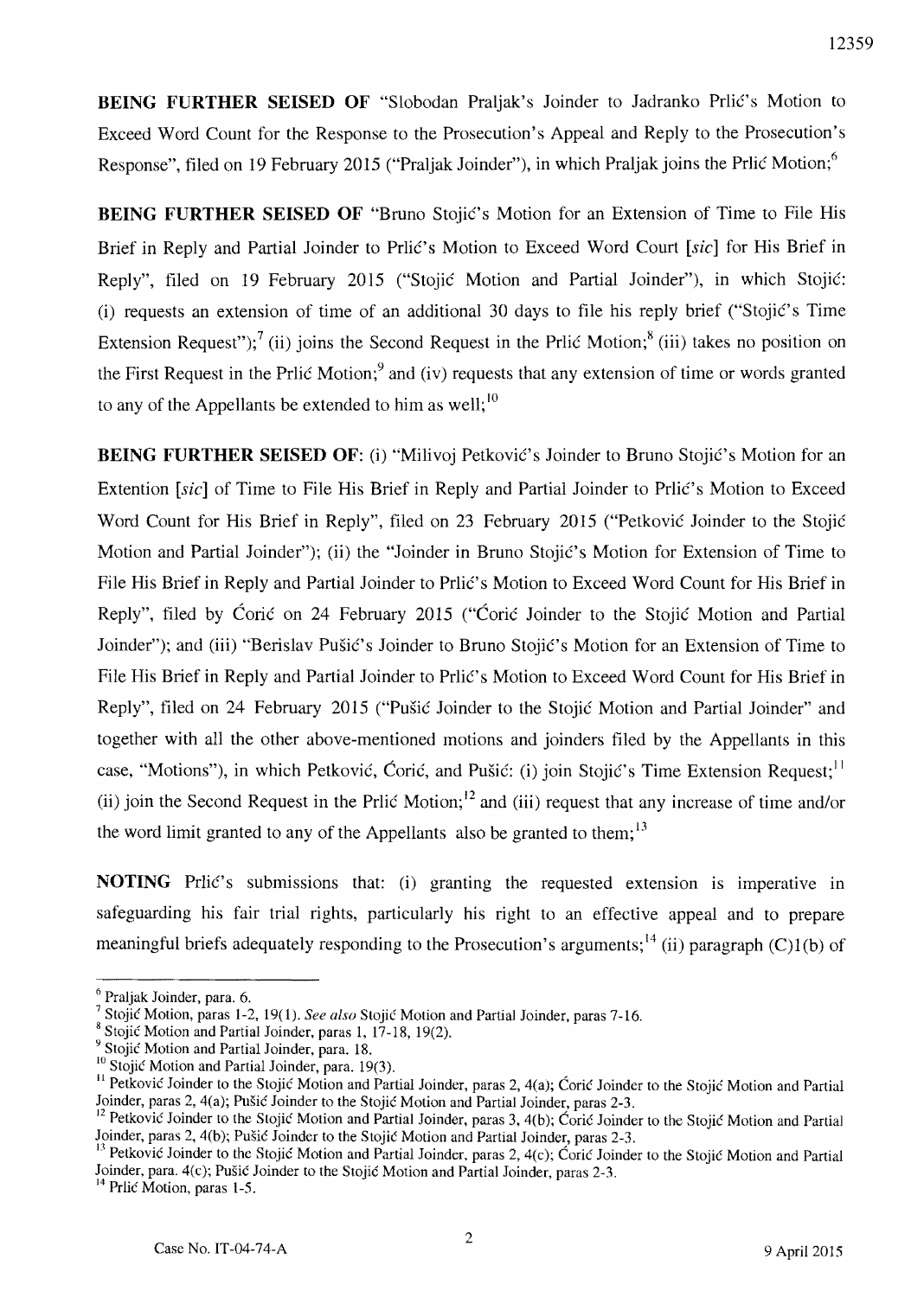**BEING FURTHER SEISED OF** "Slobodan Praljak's Joinder to Jadranko Prlić's Motion to Exceed Word Count for the Response to the Prosecution's Appeal and Reply to the Prosecution's Response", filed on 19 February 2015 ("Praljak Joinder"), in which Praljak joins the Prlić Motion;[6]

**BEING FURTHER SEISED OF** "Bruno Stojić's Motion for an Extension of Time to File His Brief in Reply and Partial Joinder to Prlić's Motion to Exceed Word Court [*sic*] for His Brief in Reply", filed on 19 February 2015 ("Stojić Motion and Partial Joinder"), in which Stojić: (i) requests an extension of time of an additional 30 days to file his reply brief ("Stojić's Time Extension Request");[7] (ii) joins the Second Request in the Prlić Motion;[8] (iii) takes no position on the First Request in the Prlić Motion;[9] and (iv) requests that any extension of time or words granted to any of the Appellants be extended to him as well;[10]

**BEING FURTHER SEISED OF**: (i) "Milivoj Petković's Joinder to Bruno Stojić's Motion for an Extention [*sic*] of Time to File His Brief in Reply and Partial Joinder to Prlić's Motion to Exceed Word Count for His Brief in Reply", filed on 23 February 2015 ("Petković Joinder to the Stojić Motion and Partial Joinder"); (ii) the "Joinder in Bruno Stojić's Motion for Extension of Time to File His Brief in Reply and Partial Joinder to Prlić's Motion to Exceed Word Count for His Brief in Reply", filed by Ćorić on 24 February 2015 ("Ćorić Joinder to the Stojić Motion and Partial Joinder"); and (iii) "Berislav Pušić's Joinder to Bruno Stojić's Motion for an Extension of Time to File His Brief in Reply and Partial Joinder to Prlić's Motion to Exceed Word Count for His Brief in Reply", filed on 24 February 2015 ("Pušić Joinder to the Stojić Motion and Partial Joinder" and together with all the other above-mentioned motions and joinders filed by the Appellants in this case, "Motions"), in which Petković, Ćorić, and Pušić: (i) join Stojić's Time Extension Request;[11] (ii) join the Second Request in the Prlić Motion;[12] and (iii) request that any increase of time and/or the word limit granted to any of the Appellants also be granted to them;[13]

**NOTING** Prlić's submissions that: (i) granting the requested extension is imperative in safeguarding his fair trial rights, particularly his right to an effective appeal and to prepare meaningful briefs adequately responding to the Prosecution's arguments;[14] (ii) paragraph (C)1(b) of

---

[6] Praljak Joinder, para. 6.

[7] Stojić Motion, paras 1-2, 19(1). *See also* Stojić Motion and Partial Joinder, paras 7-16.

[8] Stojić Motion and Partial Joinder, paras 1, 17-18, 19(2).

[9] Stojić Motion and Partial Joinder, para. 18.

[10] Stojić Motion and Partial Joinder, para. 19(3).

[11] Petković Joinder to the Stojić Motion and Partial Joinder, paras 2, 4(a); Ćorić Joinder to the Stojić Motion and Partial Joinder, paras 2, 4(a); Pušić Joinder to the Stojić Motion and Partial Joinder, paras 2-3.

[12] Petković Joinder to the Stojić Motion and Partial Joinder, paras 3, 4(b); Ćorić Joinder to the Stojić Motion and Partial Joinder, paras 2, 4(b); Pušić Joinder to the Stojić Motion and Partial Joinder, paras 2-3.

[13] Petković Joinder to the Stojić Motion and Partial Joinder, paras 2, 4(c); Ćorić Joinder to the Stojić Motion and Partial Joinder, para. 4(c); Pušić Joinder to the Stojić Motion and Partial Joinder, paras 2-3.

[14] Prlić Motion, paras 1-5.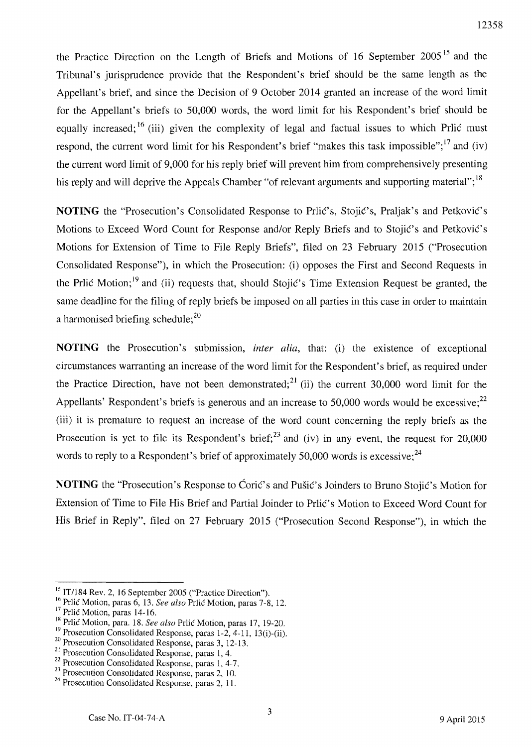the Practice Direction on the Length of Briefs and Motions of 16 September 2005[15] and the Tribunal's jurisprudence provide that the Respondent's brief should be the same length as the Appellant's brief, and since the Decision of 9 October 2014 granted an increase of the word limit for the Appellant's briefs to 50,000 words, the word limit for his Respondent's brief should be equally increased;[16] (iii) given the complexity of legal and factual issues to which Prlić must respond, the current word limit for his Respondent's brief "makes this task impossible";[17] and (iv) the current word limit of 9,000 for his reply brief will prevent him from comprehensively presenting his reply and will deprive the Appeals Chamber "of relevant arguments and supporting material";[18]

**NOTING** the "Prosecution's Consolidated Response to Prlić's, Stojić's, Praljak's and Petković's Motions to Exceed Word Count for Response and/or Reply Briefs and to Stojić's and Petković's Motions for Extension of Time to File Reply Briefs", filed on 23 February 2015 ("Prosecution Consolidated Response"), in which the Prosecution: (i) opposes the First and Second Requests in the Prlić Motion;[19] and (ii) requests that, should Stojić's Time Extension Request be granted, the same deadline for the filing of reply briefs be imposed on all parties in this case in order to maintain a harmonised briefing schedule;[20]

**NOTING** the Prosecution's submission, *inter alia*, that: (i) the existence of exceptional circumstances warranting an increase of the word limit for the Respondent's brief, as required under the Practice Direction, have not been demonstrated;[21] (ii) the current 30,000 word limit for the Appellants' Respondent's briefs is generous and an increase to 50,000 words would be excessive;[22] (iii) it is premature to request an increase of the word count concerning the reply briefs as the Prosecution is yet to file its Respondent's brief;[23] and (iv) in any event, the request for 20,000 words to reply to a Respondent's brief of approximately 50,000 words is excessive;[24]

**NOTING** the "Prosecution's Response to Ćorić's and Pušić's Joinders to Bruno Stojić's Motion for Extension of Time to File His Brief and Partial Joinder to Prlić's Motion to Exceed Word Count for His Brief in Reply", filed on 27 February 2015 ("Prosecution Second Response"), in which the

---

[15] IT/184 Rev. 2, 16 September 2005 ("Practice Direction").
[16] Prlić Motion, paras 6, 13. *See also* Prlić Motion, paras 7-8, 12.
[17] Prlić Motion, paras 14-16.
[18] Prlić Motion, para. 18. *See also* Prlić Motion, paras 17, 19-20.
[19] Prosecution Consolidated Response, paras 1-2, 4-11, 13(i)-(ii).
[20] Prosecution Consolidated Response, paras 3, 12-13.
[21] Prosecution Consolidated Response, paras 1, 4.
[22] Prosecution Consolidated Response, paras 1, 4-7.
[23] Prosecution Consolidated Response, paras 2, 10.
[24] Prosecution Consolidated Response, paras 2, 11.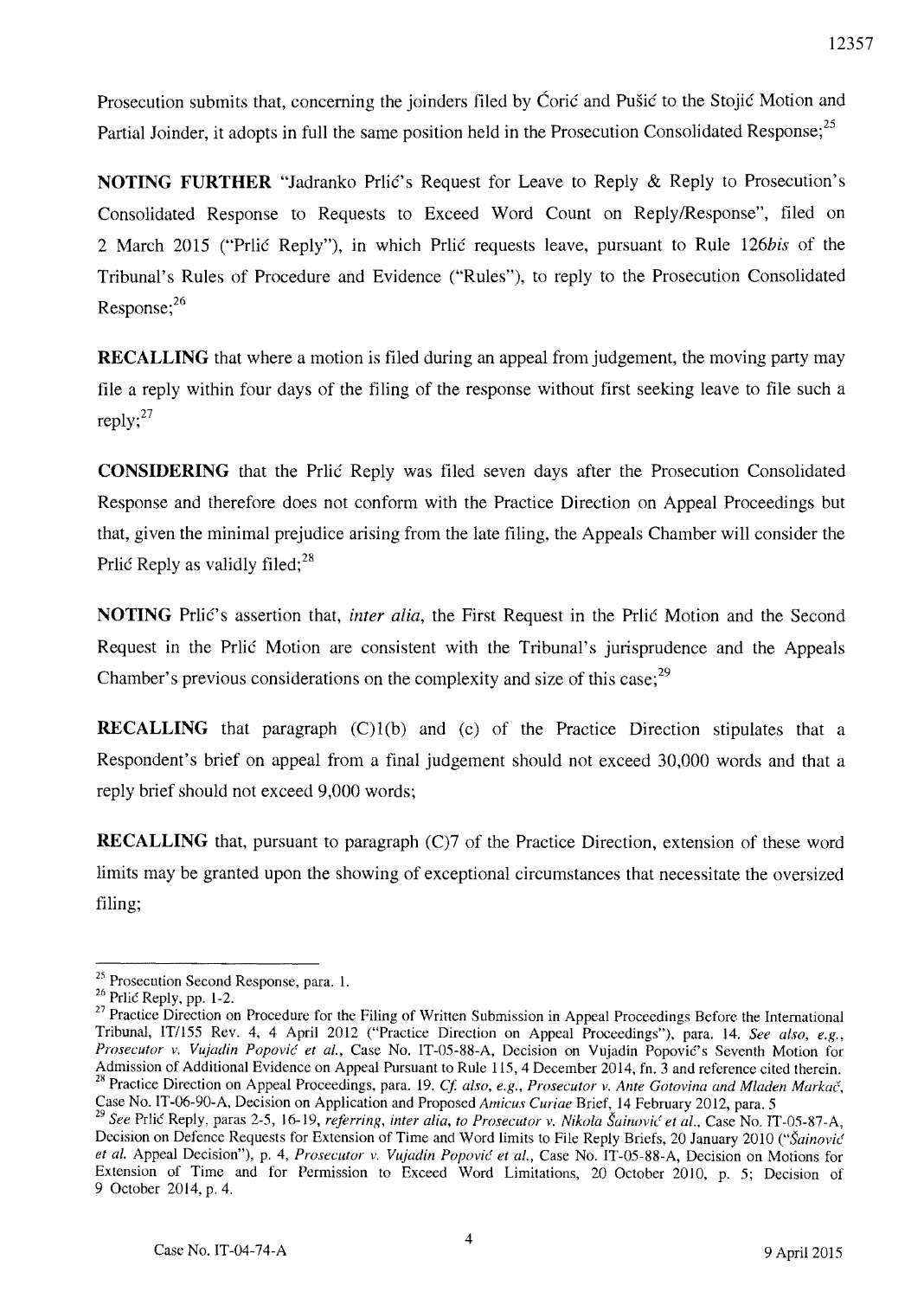Prosecution submits that, concerning the joinders filed by Ćorić and Pušić to the Stojić Motion and Partial Joinder, it adopts in full the same position held in the Prosecution Consolidated Response;[25]

**NOTING FURTHER** "Jadranko Prlić's Request for Leave to Reply & Reply to Prosecution's Consolidated Response to Requests to Exceed Word Count on Reply/Response", filed on 2 March 2015 ("Prlić Reply"), in which Prlić requests leave, pursuant to Rule 126*bis* of the Tribunal's Rules of Procedure and Evidence ("Rules"), to reply to the Prosecution Consolidated Response;[26]

**RECALLING** that where a motion is filed during an appeal from judgement, the moving party may file a reply within four days of the filing of the response without first seeking leave to file such a reply;[27]

**CONSIDERING** that the Prlić Reply was filed seven days after the Prosecution Consolidated Response and therefore does not conform with the Practice Direction on Appeal Proceedings but that, given the minimal prejudice arising from the late filing, the Appeals Chamber will consider the Prlić Reply as validly filed;[28]

**NOTING** Prlić's assertion that, *inter alia*, the First Request in the Prlić Motion and the Second Request in the Prlić Motion are consistent with the Tribunal's jurisprudence and the Appeals Chamber's previous considerations on the complexity and size of this case;[29]

**RECALLING** that paragraph (C)1(b) and (c) of the Practice Direction stipulates that a Respondent's brief on appeal from a final judgement should not exceed 30,000 words and that a reply brief should not exceed 9,000 words;

**RECALLING** that, pursuant to paragraph (C)7 of the Practice Direction, extension of these word limits may be granted upon the showing of exceptional circumstances that necessitate the oversized filing;

---

[25] Prosecution Second Response, para. 1.

[26] Prlić Reply, pp. 1-2.

[27] Practice Direction on Procedure for the Filing of Written Submission in Appeal Proceedings Before the International Tribunal, IT/155 Rev. 4, 4 April 2012 ("Practice Direction on Appeal Proceedings"), para. 14. *See also, e.g., Prosecutor v. Vujadin Popović et al.*, Case No. IT-05-88-A, Decision on Vujadin Popović's Seventh Motion for Admission of Additional Evidence on Appeal Pursuant to Rule 115, 4 December 2014, fn. 3 and reference cited therein.

[28] Practice Direction on Appeal Proceedings, para. 19. *Cf. also, e.g., Prosecutor v. Ante Gotovina and Mladen Markač*, Case No. IT-06-90-A, Decision on Application and Proposed *Amicus Curiae* Brief, 14 February 2012, para. 5

[29] *See* Prlić Reply, paras 2-5, 16-19, *referring, inter alia, to Prosecutor v. Nikola Šainović et al.*, Case No. IT-05-87-A, Decision on Defence Requests for Extension of Time and Word limits to File Reply Briefs, 20 January 2010 ("*Šainović et al.* Appeal Decision"), p. 4, *Prosecutor v. Vujadin Popović et al.*, Case No. IT-05-88-A, Decision on Motions for Extension of Time and for Permission to Exceed Word Limitations, 20 October 2010, p. 5; Decision of 9 October 2014, p. 4.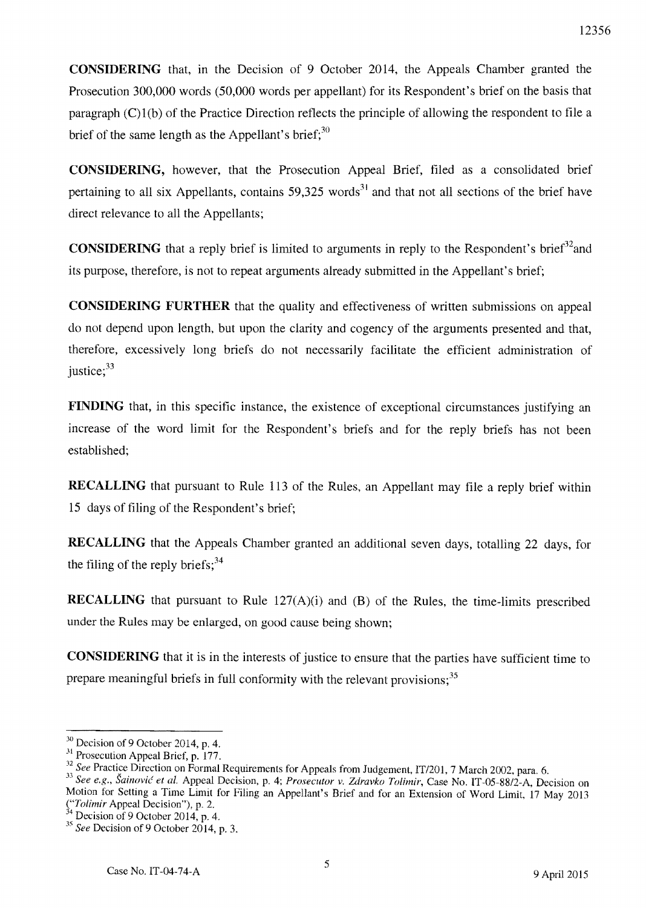**CONSIDERING** that, in the Decision of 9 October 2014, the Appeals Chamber granted the Prosecution 300,000 words (50,000 words per appellant) for its Respondent's brief on the basis that paragraph (C)1(b) of the Practice Direction reflects the principle of allowing the respondent to file a brief of the same length as the Appellant's brief;[30]

**CONSIDERING,** however, that the Prosecution Appeal Brief, filed as a consolidated brief pertaining to all six Appellants, contains 59,325 words[31] and that not all sections of the brief have direct relevance to all the Appellants;

**CONSIDERING** that a reply brief is limited to arguments in reply to the Respondent's brief[32] and its purpose, therefore, is not to repeat arguments already submitted in the Appellant's brief;

**CONSIDERING FURTHER** that the quality and effectiveness of written submissions on appeal do not depend upon length, but upon the clarity and cogency of the arguments presented and that, therefore, excessively long briefs do not necessarily facilitate the efficient administration of justice;[33]

**FINDING** that, in this specific instance, the existence of exceptional circumstances justifying an increase of the word limit for the Respondent's briefs and for the reply briefs has not been established;

**RECALLING** that pursuant to Rule 113 of the Rules, an Appellant may file a reply brief within 15 days of filing of the Respondent's brief;

**RECALLING** that the Appeals Chamber granted an additional seven days, totalling 22 days, for the filing of the reply briefs;[34]

**RECALLING** that pursuant to Rule 127(A)(i) and (B) of the Rules, the time-limits prescribed under the Rules may be enlarged, on good cause being shown;

**CONSIDERING** that it is in the interests of justice to ensure that the parties have sufficient time to prepare meaningful briefs in full conformity with the relevant provisions;[35]

---

[30] Decision of 9 October 2014, p. 4.

[31] Prosecution Appeal Brief, p. 177.

[32] *See* Practice Direction on Formal Requirements for Appeals from Judgement, IT/201, 7 March 2002, para. 6.

[33] *See e.g., Šainović et al.* Appeal Decision, p. 4; *Prosecutor v. Zdravko Tolimir*, Case No. IT-05-88/2-A, Decision on Motion for Setting a Time Limit for Filing an Appellant's Brief and for an Extension of Word Limit, 17 May 2013 ("*Tolimir* Appeal Decision"), p. 2.

[34] Decision of 9 October 2014, p. 4.

[35] *See* Decision of 9 October 2014, p. 3.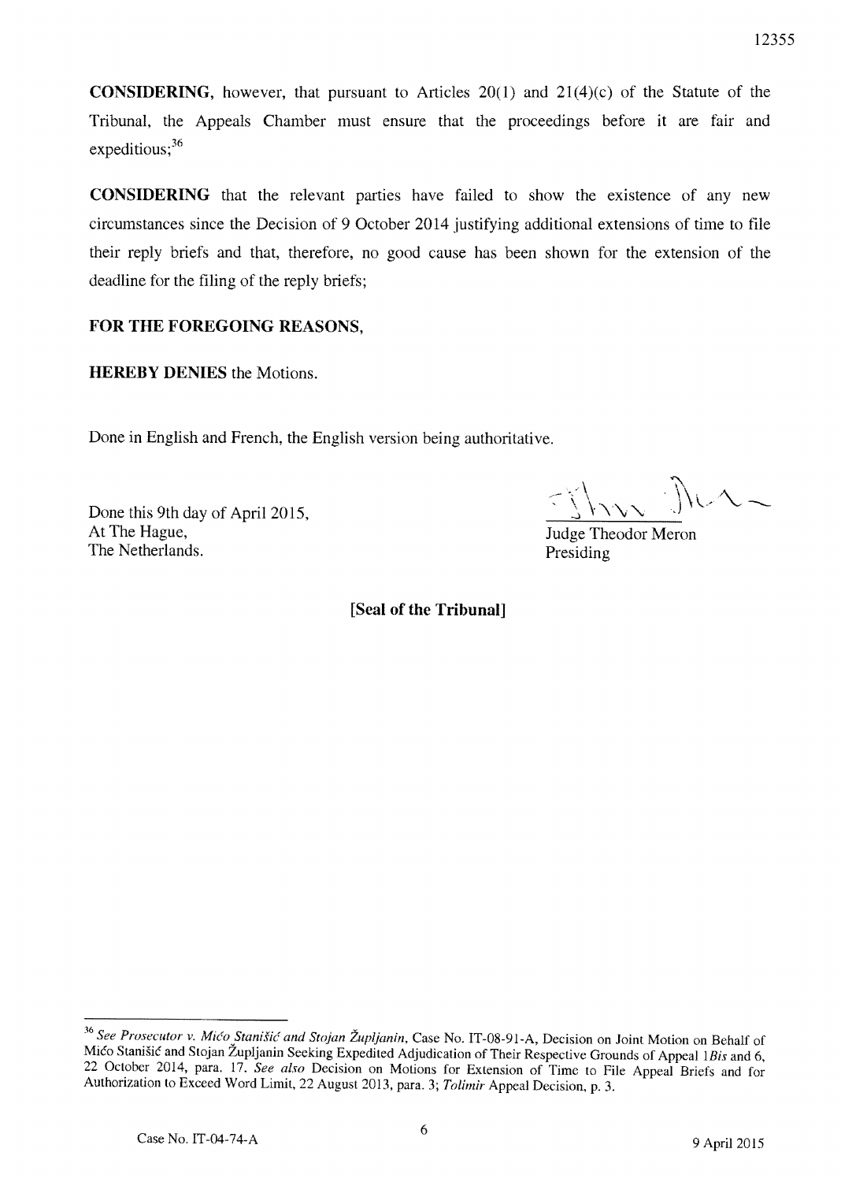**CONSIDERING**, however, that pursuant to Articles 20(1) and 21(4)(c) of the Statute of the Tribunal, the Appeals Chamber must ensure that the proceedings before it are fair and expeditious;[36]

**CONSIDERING** that the relevant parties have failed to show the existence of any new circumstances since the Decision of 9 October 2014 justifying additional extensions of time to file their reply briefs and that, therefore, no good cause has been shown for the extension of the deadline for the filing of the reply briefs;

**FOR THE FOREGOING REASONS,**

**HEREBY DENIES** the Motions.

Done in English and French, the English version being authoritative.

Done this 9th day of April 2015,
At The Hague,
The Netherlands.

Judge Theodor Meron
Presiding

**[Seal of the Tribunal]**

---

[36] *See Prosecutor v. Mićo Stanišić and Stojan Župljanin*, Case No. IT-08-91-A, Decision on Joint Motion on Behalf of Mićo Stanišić and Stojan Župljanin Seeking Expedited Adjudication of Their Respective Grounds of Appeal 1*Bis* and 6, 22 October 2014, para. 17. *See also* Decision on Motions for Extension of Time to File Appeal Briefs and for Authorization to Exceed Word Limit, 22 August 2013, para. 3; *Tolimir* Appeal Decision, p. 3.

Case No. IT-04-74-A 9 April 2015